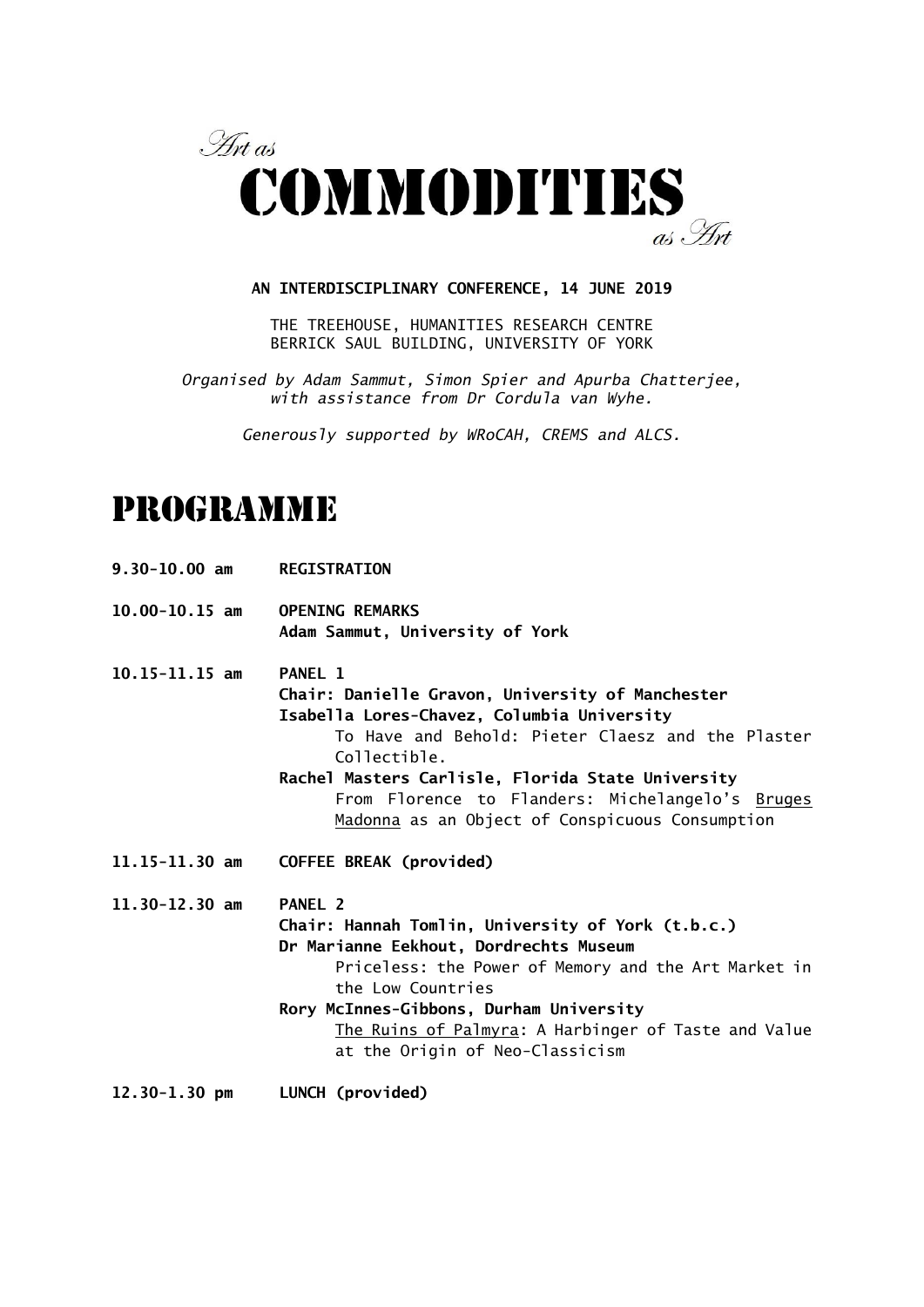# *Art as* COMMODITIES *as Art*

**AN INTERDISCIPLINARY CONFERENCE, 14 JUNE 2019**

THE TREEHOUSE, HUMANITIES RESEARCH CENTRE
BERRICK SAUL BUILDING, UNIVERSITY OF YORK

*Organised by Adam Sammut, Simon Spier and Apurba Chatterjee, with assistance from Dr Cordula van Wyhe.*

*Generously supported by WRoCAH, CREMS and ALCS.*

## PROGRAMME

**9.30-10.00 am** **REGISTRATION**

**10.00-10.15 am** **OPENING REMARKS**
**Adam Sammut, University of York**

**10.15-11.15 am** **PANEL 1**
**Chair: Danielle Gravon, University of Manchester**
**Isabella Lores-Chavez, Columbia University**
To Have and Behold: Pieter Claesz and the Plaster Collectible.
**Rachel Masters Carlisle, Florida State University**
From Florence to Flanders: Michelangelo's Bruges Madonna as an Object of Conspicuous Consumption

**11.15-11.30 am** **COFFEE BREAK (provided)**

**11.30-12.30 am** **PANEL 2**
**Chair: Hannah Tomlin, University of York (t.b.c.)**
**Dr Marianne Eekhout, Dordrechts Museum**
Priceless: the Power of Memory and the Art Market in the Low Countries
**Rory McInnes-Gibbons, Durham University**
The Ruins of Palmyra: A Harbinger of Taste and Value at the Origin of Neo-Classicism

**12.30-1.30 pm** **LUNCH (provided)**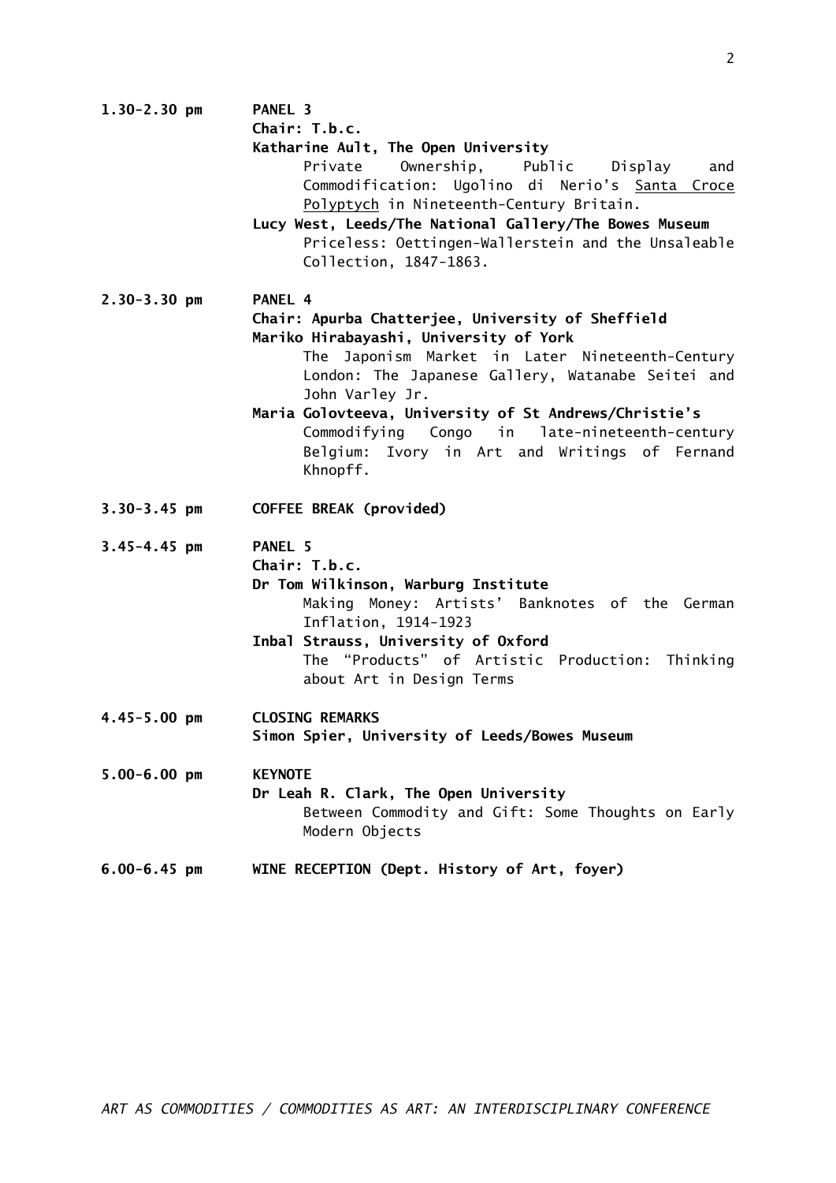**1.30-2.30 pm** **PANEL 3**

**Chair: T.b.c.**

**Katharine Ault, The Open University**

Private Ownership, Public Display and Commodification: Ugolino di Nerio's Santa Croce Polyptych in Nineteenth-Century Britain.

**Lucy West, Leeds/The National Gallery/The Bowes Museum**

Priceless: Oettingen-Wallerstein and the Unsaleable Collection, 1847-1863.

**2.30-3.30 pm** **PANEL 4**

**Chair: Apurba Chatterjee, University of Sheffield**

**Mariko Hirabayashi, University of York**

The Japonism Market in Later Nineteenth-Century London: The Japanese Gallery, Watanabe Seitei and John Varley Jr.

**Maria Golovteeva, University of St Andrews/Christie's**

Commodifying Congo in late-nineteenth-century Belgium: Ivory in Art and Writings of Fernand Khnopff.

**3.30-3.45 pm** **COFFEE BREAK (provided)**

**3.45-4.45 pm** **PANEL 5**

**Chair: T.b.c.**

**Dr Tom Wilkinson, Warburg Institute**

Making Money: Artists' Banknotes of the German Inflation, 1914-1923

**Inbal Strauss, University of Oxford**

The "Products" of Artistic Production: Thinking about Art in Design Terms

**4.45-5.00 pm** **CLOSING REMARKS**

**Simon Spier, University of Leeds/Bowes Museum**

**5.00-6.00 pm** **KEYNOTE**

**Dr Leah R. Clark, The Open University**

Between Commodity and Gift: Some Thoughts on Early Modern Objects

**6.00-6.45 pm** **WINE RECEPTION (Dept. History of Art, foyer)**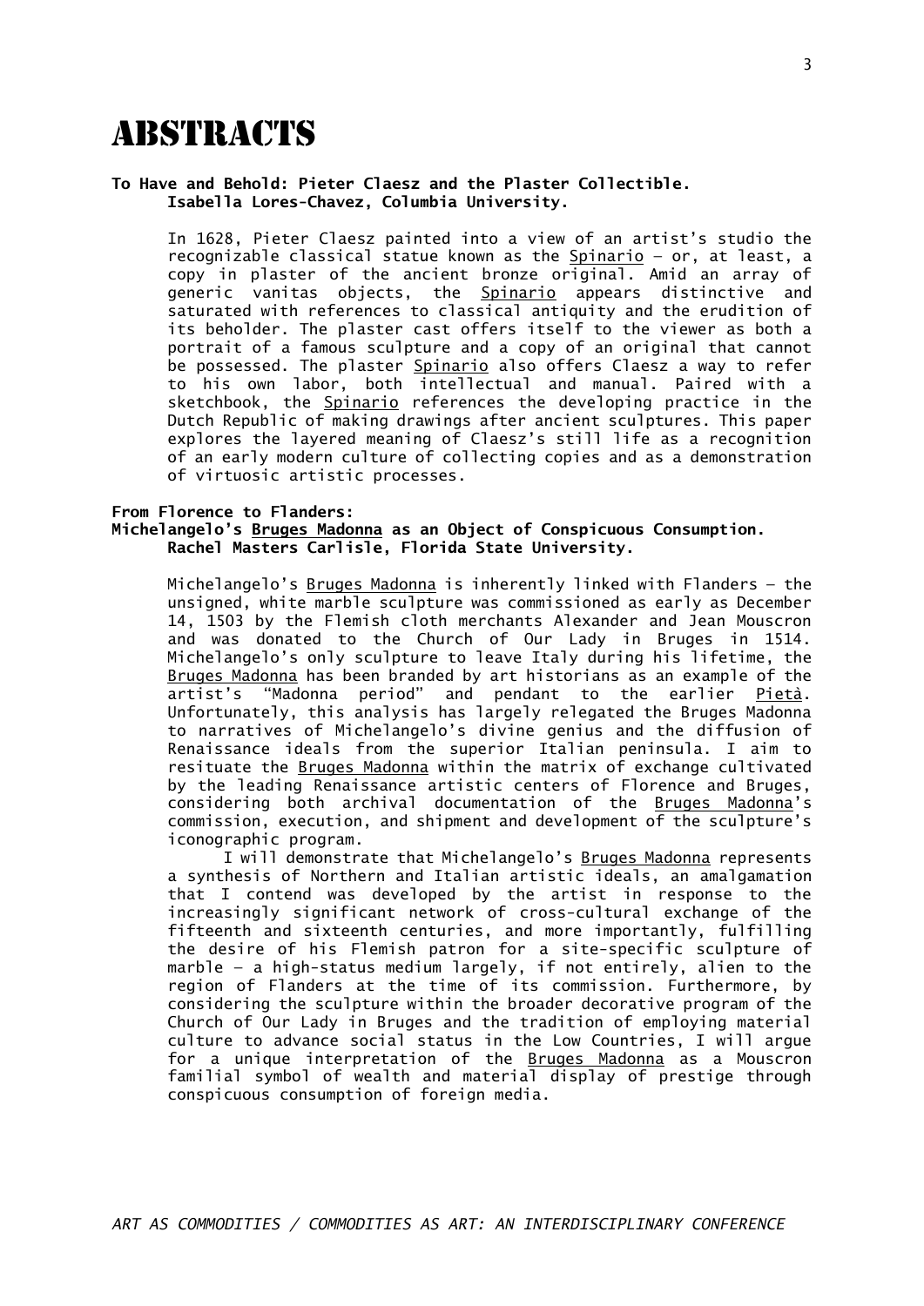# ABSTRACTS

**To Have and Behold: Pieter Claesz and the Plaster Collectible.**
**Isabella Lores-Chavez, Columbia University.**

In 1628, Pieter Claesz painted into a view of an artist's studio the recognizable classical statue known as the Spinario – or, at least, a copy in plaster of the ancient bronze original. Amid an array of generic vanitas objects, the Spinario appears distinctive and saturated with references to classical antiquity and the erudition of its beholder. The plaster cast offers itself to the viewer as both a portrait of a famous sculpture and a copy of an original that cannot be possessed. The plaster Spinario also offers Claesz a way to refer to his own labor, both intellectual and manual. Paired with a sketchbook, the Spinario references the developing practice in the Dutch Republic of making drawings after ancient sculptures. This paper explores the layered meaning of Claesz's still life as a recognition of an early modern culture of collecting copies and as a demonstration of virtuosic artistic processes.

**From Florence to Flanders:**
**Michelangelo's Bruges Madonna as an Object of Conspicuous Consumption.**
**Rachel Masters Carlisle, Florida State University.**

Michelangelo's Bruges Madonna is inherently linked with Flanders – the unsigned, white marble sculpture was commissioned as early as December 14, 1503 by the Flemish cloth merchants Alexander and Jean Mouscron and was donated to the Church of Our Lady in Bruges in 1514. Michelangelo's only sculpture to leave Italy during his lifetime, the Bruges Madonna has been branded by art historians as an example of the artist's "Madonna period" and pendant to the earlier Pietà. Unfortunately, this analysis has largely relegated the Bruges Madonna to narratives of Michelangelo's divine genius and the diffusion of Renaissance ideals from the superior Italian peninsula. I aim to resituate the Bruges Madonna within the matrix of exchange cultivated by the leading Renaissance artistic centers of Florence and Bruges, considering both archival documentation of the Bruges Madonna's commission, execution, and shipment and development of the sculpture's iconographic program.

I will demonstrate that Michelangelo's Bruges Madonna represents a synthesis of Northern and Italian artistic ideals, an amalgamation that I contend was developed by the artist in response to the increasingly significant network of cross-cultural exchange of the fifteenth and sixteenth centuries, and more importantly, fulfilling the desire of his Flemish patron for a site-specific sculpture of marble – a high-status medium largely, if not entirely, alien to the region of Flanders at the time of its commission. Furthermore, by considering the sculpture within the broader decorative program of the Church of Our Lady in Bruges and the tradition of employing material culture to advance social status in the Low Countries, I will argue for a unique interpretation of the Bruges Madonna as a Mouscron familial symbol of wealth and material display of prestige through conspicuous consumption of foreign media.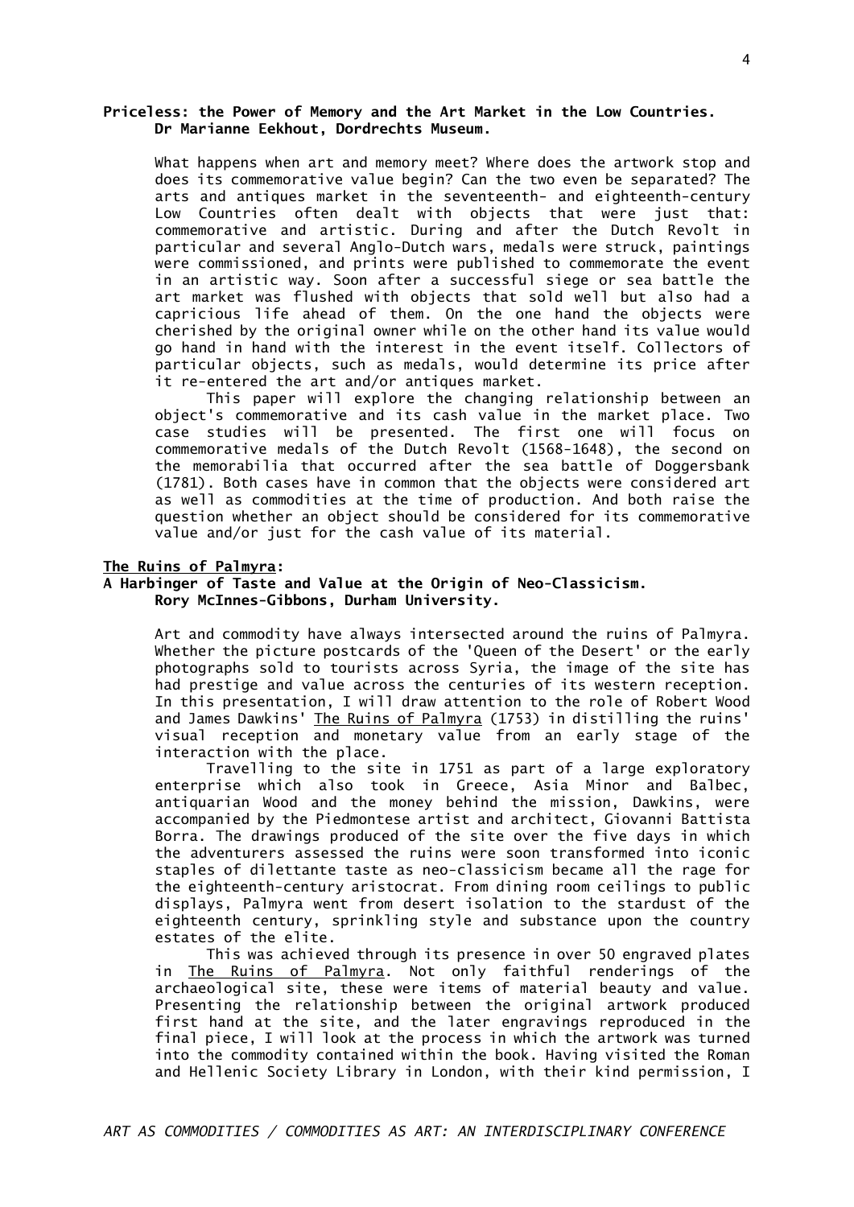**Priceless: the Power of Memory and the Art Market in the Low Countries.**
**Dr Marianne Eekhout, Dordrechts Museum.**

What happens when art and memory meet? Where does the artwork stop and does its commemorative value begin? Can the two even be separated? The arts and antiques market in the seventeenth- and eighteenth-century Low Countries often dealt with objects that were just that: commemorative and artistic. During and after the Dutch Revolt in particular and several Anglo-Dutch wars, medals were struck, paintings were commissioned, and prints were published to commemorate the event in an artistic way. Soon after a successful siege or sea battle the art market was flushed with objects that sold well but also had a capricious life ahead of them. On the one hand the objects were cherished by the original owner while on the other hand its value would go hand in hand with the interest in the event itself. Collectors of particular objects, such as medals, would determine its price after it re-entered the art and/or antiques market.

This paper will explore the changing relationship between an object's commemorative and its cash value in the market place. Two case studies will be presented. The first one will focus on commemorative medals of the Dutch Revolt (1568-1648), the second on the memorabilia that occurred after the sea battle of Doggersbank (1781). Both cases have in common that the objects were considered art as well as commodities at the time of production. And both raise the question whether an object should be considered for its commemorative value and/or just for the cash value of its material.

**The Ruins of Palmyra:**
**A Harbinger of Taste and Value at the Origin of Neo-Classicism.**
**Rory McInnes-Gibbons, Durham University.**

Art and commodity have always intersected around the ruins of Palmyra. Whether the picture postcards of the 'Queen of the Desert' or the early photographs sold to tourists across Syria, the image of the site has had prestige and value across the centuries of its western reception. In this presentation, I will draw attention to the role of Robert Wood and James Dawkins' The Ruins of Palmyra (1753) in distilling the ruins' visual reception and monetary value from an early stage of the interaction with the place.

Travelling to the site in 1751 as part of a large exploratory enterprise which also took in Greece, Asia Minor and Balbec, antiquarian Wood and the money behind the mission, Dawkins, were accompanied by the Piedmontese artist and architect, Giovanni Battista Borra. The drawings produced of the site over the five days in which the adventurers assessed the ruins were soon transformed into iconic staples of dilettante taste as neo-classicism became all the rage for the eighteenth-century aristocrat. From dining room ceilings to public displays, Palmyra went from desert isolation to the stardust of the eighteenth century, sprinkling style and substance upon the country estates of the elite.

This was achieved through its presence in over 50 engraved plates in The Ruins of Palmyra. Not only faithful renderings of the archaeological site, these were items of material beauty and value. Presenting the relationship between the original artwork produced first hand at the site, and the later engravings reproduced in the final piece, I will look at the process in which the artwork was turned into the commodity contained within the book. Having visited the Roman and Hellenic Society Library in London, with their kind permission, I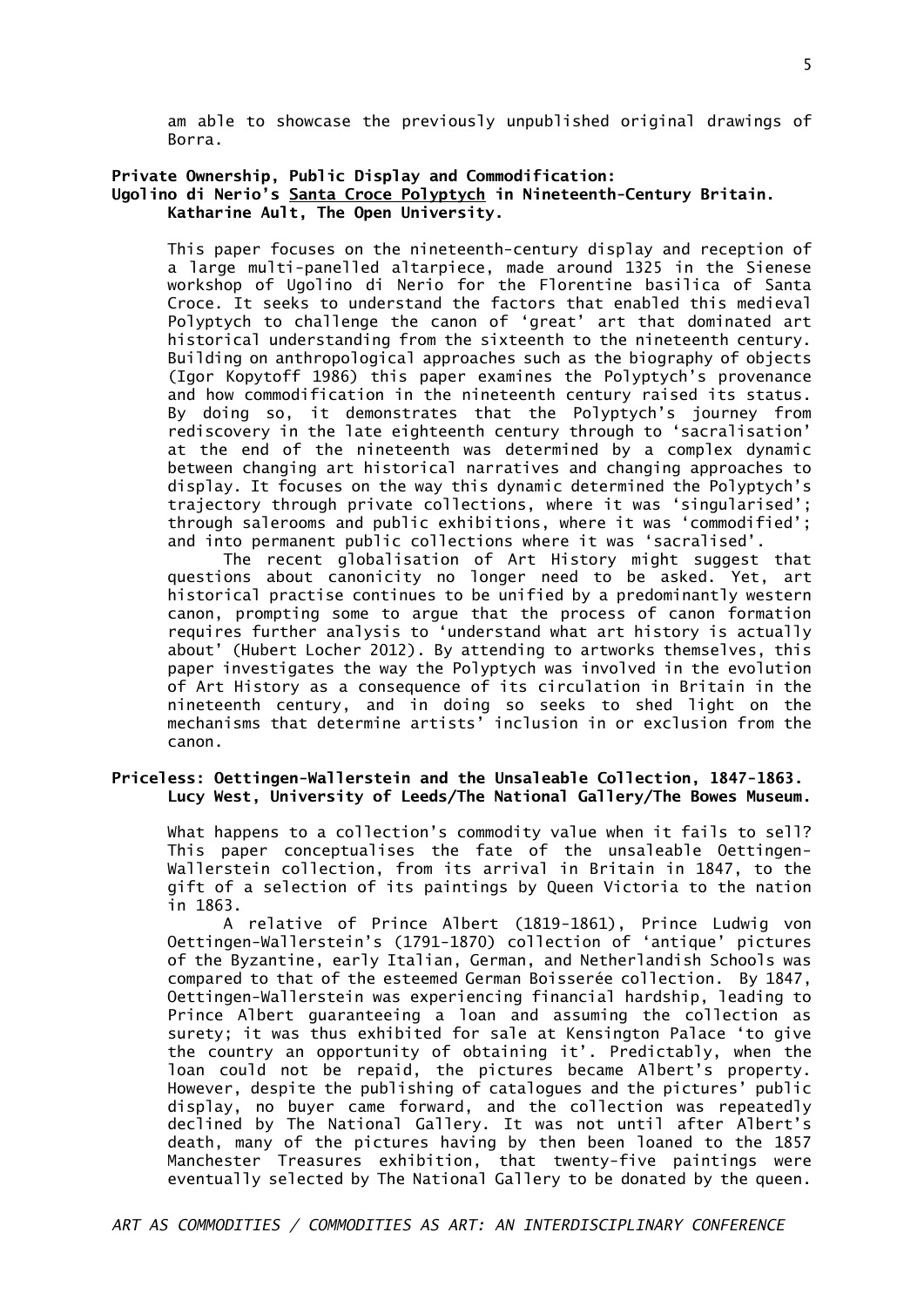am able to showcase the previously unpublished original drawings of Borra.

**Private Ownership, Public Display and Commodification:**
**Ugolino di Nerio's Santa Croce Polyptych in Nineteenth-Century Britain.**
**Katharine Ault, The Open University.**

This paper focuses on the nineteenth-century display and reception of a large multi-panelled altarpiece, made around 1325 in the Sienese workshop of Ugolino di Nerio for the Florentine basilica of Santa Croce. It seeks to understand the factors that enabled this medieval Polyptych to challenge the canon of 'great' art that dominated art historical understanding from the sixteenth to the nineteenth century. Building on anthropological approaches such as the biography of objects (Igor Kopytoff 1986) this paper examines the Polyptych's provenance and how commodification in the nineteenth century raised its status. By doing so, it demonstrates that the Polyptych's journey from rediscovery in the late eighteenth century through to 'sacralisation' at the end of the nineteenth was determined by a complex dynamic between changing art historical narratives and changing approaches to display. It focuses on the way this dynamic determined the Polyptych's trajectory through private collections, where it was 'singularised'; through salerooms and public exhibitions, where it was 'commodified'; and into permanent public collections where it was 'sacralised'.

The recent globalisation of Art History might suggest that questions about canonicity no longer need to be asked. Yet, art historical practise continues to be unified by a predominantly western canon, prompting some to argue that the process of canon formation requires further analysis to 'understand what art history is actually about' (Hubert Locher 2012). By attending to artworks themselves, this paper investigates the way the Polyptych was involved in the evolution of Art History as a consequence of its circulation in Britain in the nineteenth century, and in doing so seeks to shed light on the mechanisms that determine artists' inclusion in or exclusion from the canon.

**Priceless: Oettingen-Wallerstein and the Unsaleable Collection, 1847-1863.**
**Lucy West, University of Leeds/The National Gallery/The Bowes Museum.**

What happens to a collection's commodity value when it fails to sell? This paper conceptualises the fate of the unsaleable Oettingen-Wallerstein collection, from its arrival in Britain in 1847, to the gift of a selection of its paintings by Queen Victoria to the nation in 1863.

A relative of Prince Albert (1819-1861), Prince Ludwig von Oettingen-Wallerstein's (1791-1870) collection of 'antique' pictures of the Byzantine, early Italian, German, and Netherlandish Schools was compared to that of the esteemed German Boisserée collection. By 1847, Oettingen-Wallerstein was experiencing financial hardship, leading to Prince Albert guaranteeing a loan and assuming the collection as surety; it was thus exhibited for sale at Kensington Palace 'to give the country an opportunity of obtaining it'. Predictably, when the loan could not be repaid, the pictures became Albert's property. However, despite the publishing of catalogues and the pictures' public display, no buyer came forward, and the collection was repeatedly declined by The National Gallery. It was not until after Albert's death, many of the pictures having by then been loaned to the 1857 Manchester Treasures exhibition, that twenty-five paintings were eventually selected by The National Gallery to be donated by the queen.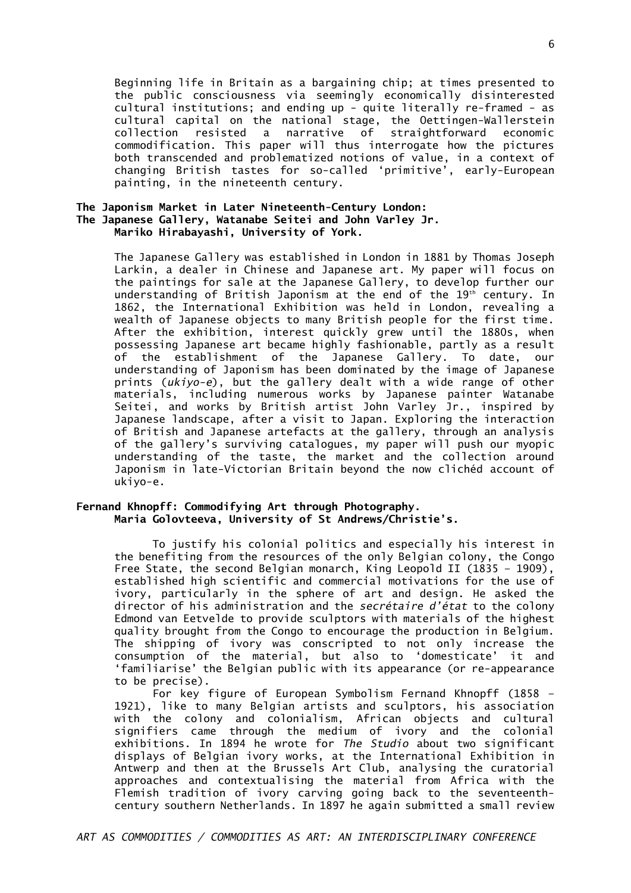Beginning life in Britain as a bargaining chip; at times presented to the public consciousness via seemingly economically disinterested cultural institutions; and ending up – quite literally re-framed – as cultural capital on the national stage, the Oettingen-Wallerstein collection resisted a narrative of straightforward economic commodification. This paper will thus interrogate how the pictures both transcended and problematized notions of value, in a context of changing British tastes for so-called 'primitive', early-European painting, in the nineteenth century.

**The Japonism Market in Later Nineteenth-Century London: The Japanese Gallery, Watanabe Seitei and John Varley Jr.**
**Mariko Hirabayashi, University of York.**

The Japanese Gallery was established in London in 1881 by Thomas Joseph Larkin, a dealer in Chinese and Japanese art. My paper will focus on the paintings for sale at the Japanese Gallery, to develop further our understanding of British Japonism at the end of the 19th century. In 1862, the International Exhibition was held in London, revealing a wealth of Japanese objects to many British people for the first time. After the exhibition, interest quickly grew until the 1880s, when possessing Japanese art became highly fashionable, partly as a result of the establishment of the Japanese Gallery. To date, our understanding of Japonism has been dominated by the image of Japanese prints (*ukiyo-e*), but the gallery dealt with a wide range of other materials, including numerous works by Japanese painter Watanabe Seitei, and works by British artist John Varley Jr., inspired by Japanese landscape, after a visit to Japan. Exploring the interaction of British and Japanese artefacts at the gallery, through an analysis of the gallery's surviving catalogues, my paper will push our myopic understanding of the taste, the market and the collection around Japonism in late-Victorian Britain beyond the now clichéd account of ukiyo-e.

**Fernand Khnopff: Commodifying Art through Photography.**
**Maria Golovteeva, University of St Andrews/Christie's.**

To justify his colonial politics and especially his interest in the benefiting from the resources of the only Belgian colony, the Congo Free State, the second Belgian monarch, King Leopold II (1835 – 1909), established high scientific and commercial motivations for the use of ivory, particularly in the sphere of art and design. He asked the director of his administration and the *secrétaire d'état* to the colony Edmond van Eetvelde to provide sculptors with materials of the highest quality brought from the Congo to encourage the production in Belgium. The shipping of ivory was conscripted to not only increase the consumption of the material, but also to 'domesticate' it and 'familiarise' the Belgian public with its appearance (or re-appearance to be precise).

For key figure of European Symbolism Fernand Khnopff (1858 – 1921), like to many Belgian artists and sculptors, his association with the colony and colonialism, African objects and cultural signifiers came through the medium of ivory and the colonial exhibitions. In 1894 he wrote for *The Studio* about two significant displays of Belgian ivory works, at the International Exhibition in Antwerp and then at the Brussels Art Club, analysing the curatorial approaches and contextualising the material from Africa with the Flemish tradition of ivory carving going back to the seventeenth-century southern Netherlands. In 1897 he again submitted a small review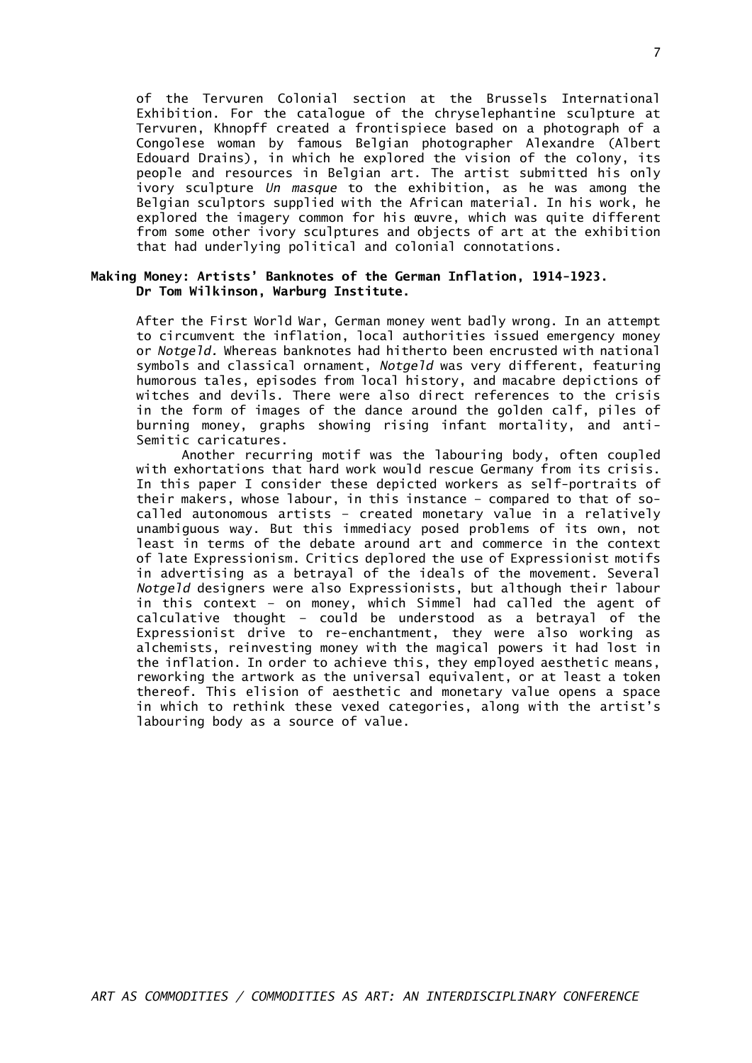of the Tervuren Colonial section at the Brussels International Exhibition. For the catalogue of the chryselephantine sculpture at Tervuren, Khnopff created a frontispiece based on a photograph of a Congolese woman by famous Belgian photographer Alexandre (Albert Edouard Drains), in which he explored the vision of the colony, its people and resources in Belgian art. The artist submitted his only ivory sculpture *Un masque* to the exhibition, as he was among the Belgian sculptors supplied with the African material. In his work, he explored the imagery common for his œuvre, which was quite different from some other ivory sculptures and objects of art at the exhibition that had underlying political and colonial connotations.

### Making Money: Artists' Banknotes of the German Inflation, 1914-1923.
**Dr Tom Wilkinson, Warburg Institute.**

After the First World War, German money went badly wrong. In an attempt to circumvent the inflation, local authorities issued emergency money or *Notgeld.* Whereas banknotes had hitherto been encrusted with national symbols and classical ornament, *Notgeld* was very different, featuring humorous tales, episodes from local history, and macabre depictions of witches and devils. There were also direct references to the crisis in the form of images of the dance around the golden calf, piles of burning money, graphs showing rising infant mortality, and anti-Semitic caricatures.

Another recurring motif was the labouring body, often coupled with exhortations that hard work would rescue Germany from its crisis. In this paper I consider these depicted workers as self-portraits of their makers, whose labour, in this instance – compared to that of so-called autonomous artists – created monetary value in a relatively unambiguous way. But this immediacy posed problems of its own, not least in terms of the debate around art and commerce in the context of late Expressionism. Critics deplored the use of Expressionist motifs in advertising as a betrayal of the ideals of the movement. Several *Notgeld* designers were also Expressionists, but although their labour in this context – on money, which Simmel had called the agent of calculative thought – could be understood as a betrayal of the Expressionist drive to re-enchantment, they were also working as alchemists, reinvesting money with the magical powers it had lost in the inflation. In order to achieve this, they employed aesthetic means, reworking the artwork as the universal equivalent, or at least a token thereof. This elision of aesthetic and monetary value opens a space in which to rethink these vexed categories, along with the artist's labouring body as a source of value.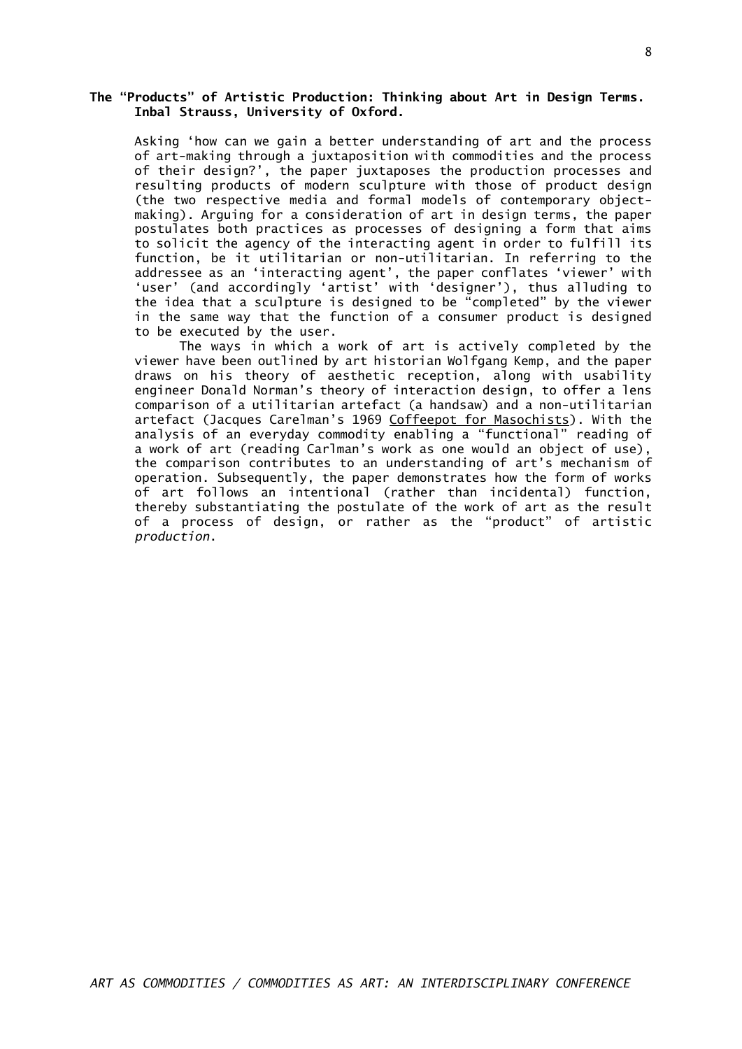**The "Products" of Artistic Production: Thinking about Art in Design Terms. Inbal Strauss, University of Oxford.**

Asking 'how can we gain a better understanding of art and the process of art-making through a juxtaposition with commodities and the process of their design?', the paper juxtaposes the production processes and resulting products of modern sculpture with those of product design (the two respective media and formal models of contemporary object-making). Arguing for a consideration of art in design terms, the paper postulates both practices as processes of designing a form that aims to solicit the agency of the interacting agent in order to fulfill its function, be it utilitarian or non-utilitarian. In referring to the addressee as an 'interacting agent', the paper conflates 'viewer' with 'user' (and accordingly 'artist' with 'designer'), thus alluding to the idea that a sculpture is designed to be "completed" by the viewer in the same way that the function of a consumer product is designed to be executed by the user.

The ways in which a work of art is actively completed by the viewer have been outlined by art historian Wolfgang Kemp, and the paper draws on his theory of aesthetic reception, along with usability engineer Donald Norman's theory of interaction design, to offer a lens comparison of a utilitarian artefact (a handsaw) and a non-utilitarian artefact (Jacques Carelman's 1969 <u>Coffeepot for Masochists</u>). With the analysis of an everyday commodity enabling a "functional" reading of a work of art (reading Carlman's work as one would an object of use), the comparison contributes to an understanding of art's mechanism of operation. Subsequently, the paper demonstrates how the form of works of art follows an intentional (rather than incidental) function, thereby substantiating the postulate of the work of art as the result of a process of design, or rather as the "product" of artistic *production*.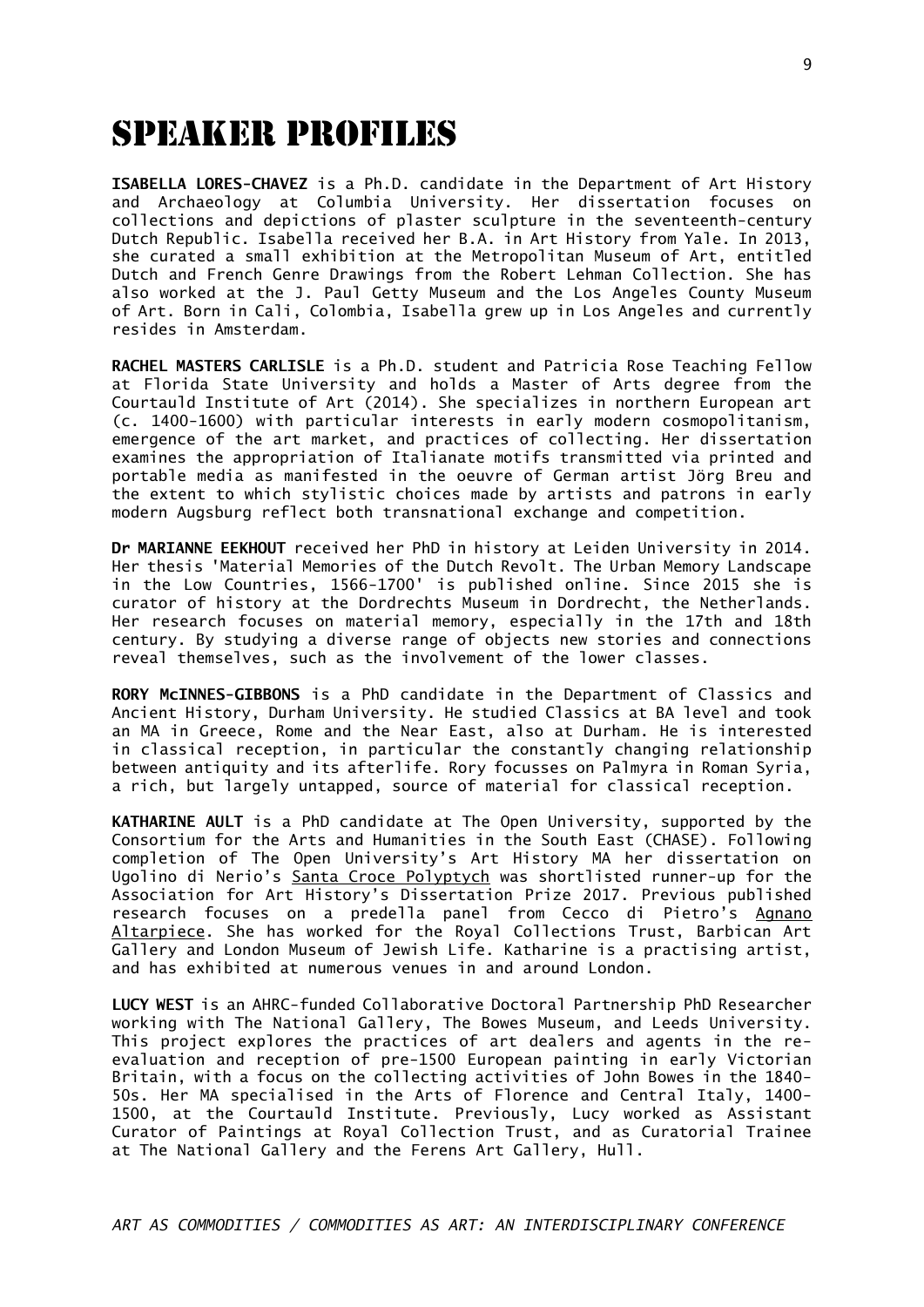# SPEAKER PROFILES

**ISABELLA LORES-CHAVEZ** is a Ph.D. candidate in the Department of Art History and Archaeology at Columbia University. Her dissertation focuses on collections and depictions of plaster sculpture in the seventeenth-century Dutch Republic. Isabella received her B.A. in Art History from Yale. In 2013, she curated a small exhibition at the Metropolitan Museum of Art, entitled Dutch and French Genre Drawings from the Robert Lehman Collection. She has also worked at the J. Paul Getty Museum and the Los Angeles County Museum of Art. Born in Cali, Colombia, Isabella grew up in Los Angeles and currently resides in Amsterdam.

**RACHEL MASTERS CARLISLE** is a Ph.D. student and Patricia Rose Teaching Fellow at Florida State University and holds a Master of Arts degree from the Courtauld Institute of Art (2014). She specializes in northern European art (c. 1400-1600) with particular interests in early modern cosmopolitanism, emergence of the art market, and practices of collecting. Her dissertation examines the appropriation of Italianate motifs transmitted via printed and portable media as manifested in the oeuvre of German artist Jörg Breu and the extent to which stylistic choices made by artists and patrons in early modern Augsburg reflect both transnational exchange and competition.

**Dr MARIANNE EEKHOUT** received her PhD in history at Leiden University in 2014. Her thesis 'Material Memories of the Dutch Revolt. The Urban Memory Landscape in the Low Countries, 1566-1700' is published online. Since 2015 she is curator of history at the Dordrechts Museum in Dordrecht, the Netherlands. Her research focuses on material memory, especially in the 17th and 18th century. By studying a diverse range of objects new stories and connections reveal themselves, such as the involvement of the lower classes.

**RORY McINNES-GIBBONS** is a PhD candidate in the Department of Classics and Ancient History, Durham University. He studied Classics at BA level and took an MA in Greece, Rome and the Near East, also at Durham. He is interested in classical reception, in particular the constantly changing relationship between antiquity and its afterlife. Rory focusses on Palmyra in Roman Syria, a rich, but largely untapped, source of material for classical reception.

**KATHARINE AULT** is a PhD candidate at The Open University, supported by the Consortium for the Arts and Humanities in the South East (CHASE). Following completion of The Open University's Art History MA her dissertation on Ugolino di Nerio's Santa Croce Polyptych was shortlisted runner-up for the Association for Art History's Dissertation Prize 2017. Previous published research focuses on a predella panel from Cecco di Pietro's Agnano Altarpiece. She has worked for the Royal Collections Trust, Barbican Art Gallery and London Museum of Jewish Life. Katharine is a practising artist, and has exhibited at numerous venues in and around London.

**LUCY WEST** is an AHRC-funded Collaborative Doctoral Partnership PhD Researcher working with The National Gallery, The Bowes Museum, and Leeds University. This project explores the practices of art dealers and agents in the re-evaluation and reception of pre-1500 European painting in early Victorian Britain, with a focus on the collecting activities of John Bowes in the 1840-50s. Her MA specialised in the Arts of Florence and Central Italy, 1400-1500, at the Courtauld Institute. Previously, Lucy worked as Assistant Curator of Paintings at Royal Collection Trust, and as Curatorial Trainee at The National Gallery and the Ferens Art Gallery, Hull.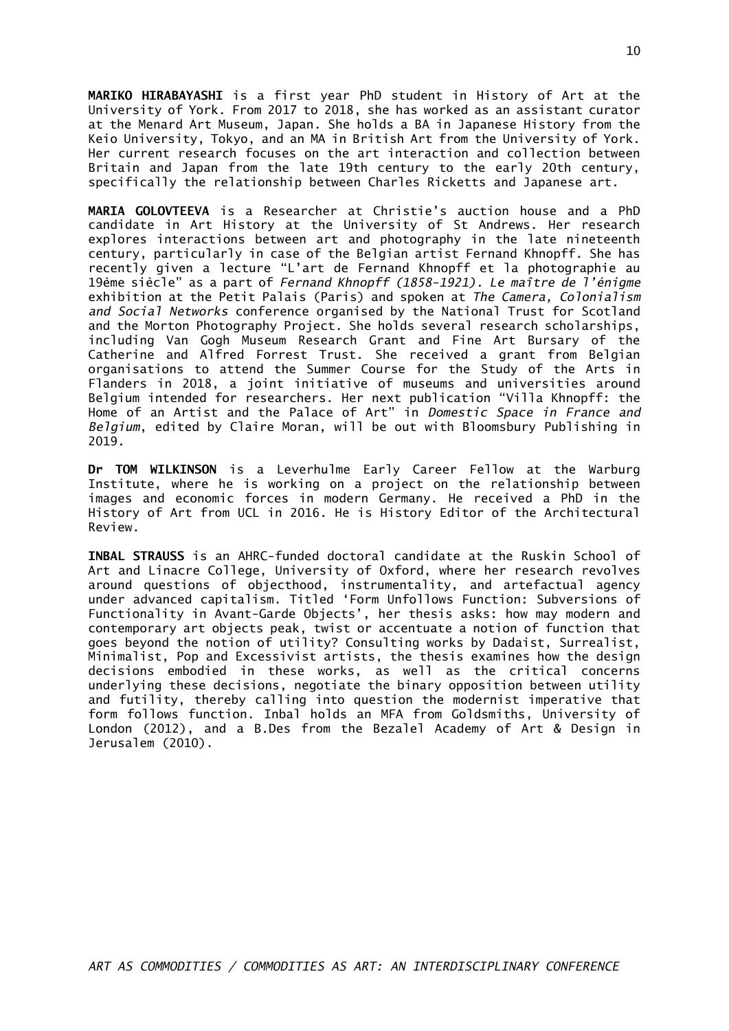**MARIKO HIRABAYASHI** is a first year PhD student in History of Art at the University of York. From 2017 to 2018, she has worked as an assistant curator at the Menard Art Museum, Japan. She holds a BA in Japanese History from the Keio University, Tokyo, and an MA in British Art from the University of York. Her current research focuses on the art interaction and collection between Britain and Japan from the late 19th century to the early 20th century, specifically the relationship between Charles Ricketts and Japanese art.

**MARIA GOLOVTEEVA** is a Researcher at Christie's auction house and a PhD candidate in Art History at the University of St Andrews. Her research explores interactions between art and photography in the late nineteenth century, particularly in case of the Belgian artist Fernand Khnopff. She has recently given a lecture "L'art de Fernand Khnopff et la photographie au 19ème siècle" as a part of *Fernand Khnopff (1858-1921). Le maître de l'énigme* exhibition at the Petit Palais (Paris) and spoken at *The Camera, Colonialism and Social Networks* conference organised by the National Trust for Scotland and the Morton Photography Project. She holds several research scholarships, including Van Gogh Museum Research Grant and Fine Art Bursary of the Catherine and Alfred Forrest Trust. She received a grant from Belgian organisations to attend the Summer Course for the Study of the Arts in Flanders in 2018, a joint initiative of museums and universities around Belgium intended for researchers. Her next publication "Villa Khnopff: the Home of an Artist and the Palace of Art" in *Domestic Space in France and Belgium*, edited by Claire Moran, will be out with Bloomsbury Publishing in 2019.

**Dr TOM WILKINSON** is a Leverhulme Early Career Fellow at the Warburg Institute, where he is working on a project on the relationship between images and economic forces in modern Germany. He received a PhD in the History of Art from UCL in 2016. He is History Editor of the Architectural Review.

**INBAL STRAUSS** is an AHRC-funded doctoral candidate at the Ruskin School of Art and Linacre College, University of Oxford, where her research revolves around questions of objecthood, instrumentality, and artefactual agency under advanced capitalism. Titled 'Form Unfollows Function: Subversions of Functionality in Avant-Garde Objects', her thesis asks: how may modern and contemporary art objects peak, twist or accentuate a notion of function that goes beyond the notion of utility? Consulting works by Dadaist, Surrealist, Minimalist, Pop and Excessivist artists, the thesis examines how the design decisions embodied in these works, as well as the critical concerns underlying these decisions, negotiate the binary opposition between utility and futility, thereby calling into question the modernist imperative that form follows function. Inbal holds an MFA from Goldsmiths, University of London (2012), and a B.Des from the Bezalel Academy of Art & Design in Jerusalem (2010).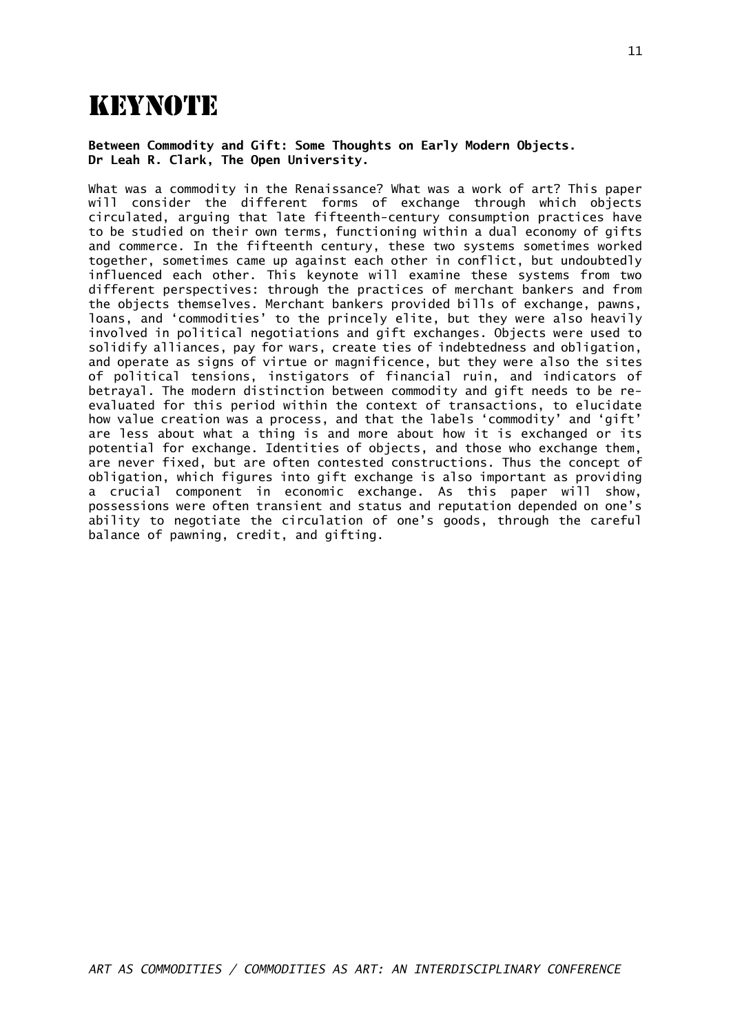# KEYNOTE

**Between Commodity and Gift: Some Thoughts on Early Modern Objects.**
**Dr Leah R. Clark, The Open University.**

What was a commodity in the Renaissance? What was a work of art? This paper will consider the different forms of exchange through which objects circulated, arguing that late fifteenth-century consumption practices have to be studied on their own terms, functioning within a dual economy of gifts and commerce. In the fifteenth century, these two systems sometimes worked together, sometimes came up against each other in conflict, but undoubtedly influenced each other. This keynote will examine these systems from two different perspectives: through the practices of merchant bankers and from the objects themselves. Merchant bankers provided bills of exchange, pawns, loans, and 'commodities' to the princely elite, but they were also heavily involved in political negotiations and gift exchanges. Objects were used to solidify alliances, pay for wars, create ties of indebtedness and obligation, and operate as signs of virtue or magnificence, but they were also the sites of political tensions, instigators of financial ruin, and indicators of betrayal. The modern distinction between commodity and gift needs to be re-evaluated for this period within the context of transactions, to elucidate how value creation was a process, and that the labels 'commodity' and 'gift' are less about what a thing is and more about how it is exchanged or its potential for exchange. Identities of objects, and those who exchange them, are never fixed, but are often contested constructions. Thus the concept of obligation, which figures into gift exchange is also important as providing a crucial component in economic exchange. As this paper will show, possessions were often transient and status and reputation depended on one's ability to negotiate the circulation of one's goods, through the careful balance of pawning, credit, and gifting.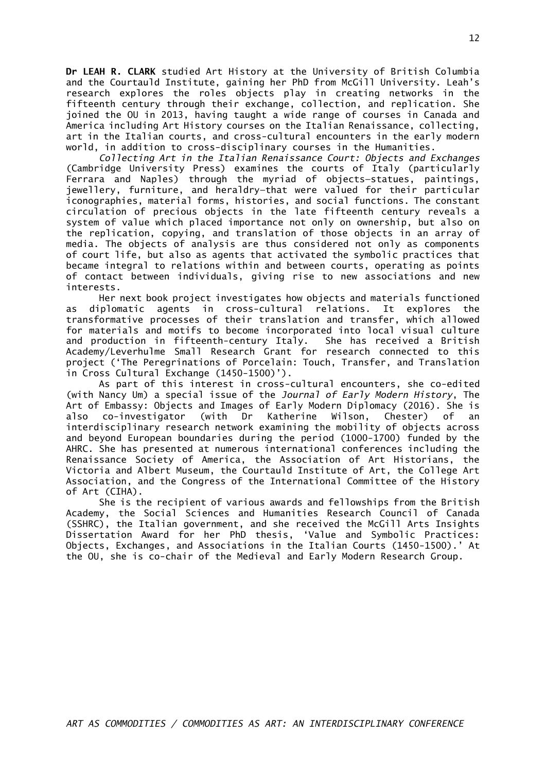**Dr LEAH R. CLARK** studied Art History at the University of British Columbia and the Courtauld Institute, gaining her PhD from McGill University. Leah's research explores the roles objects play in creating networks in the fifteenth century through their exchange, collection, and replication. She joined the OU in 2013, having taught a wide range of courses in Canada and America including Art History courses on the Italian Renaissance, collecting, art in the Italian courts, and cross-cultural encounters in the early modern world, in addition to cross-disciplinary courses in the Humanities.

*Collecting Art in the Italian Renaissance Court: Objects and Exchanges* (Cambridge University Press) examines the courts of Italy (particularly Ferrara and Naples) through the myriad of objects—statues, paintings, jewellery, furniture, and heraldry—that were valued for their particular iconographies, material forms, histories, and social functions. The constant circulation of precious objects in the late fifteenth century reveals a system of value which placed importance not only on ownership, but also on the replication, copying, and translation of those objects in an array of media. The objects of analysis are thus considered not only as components of court life, but also as agents that activated the symbolic practices that became integral to relations within and between courts, operating as points of contact between individuals, giving rise to new associations and new interests.

Her next book project investigates how objects and materials functioned as diplomatic agents in cross-cultural relations. It explores the transformative processes of their translation and transfer, which allowed for materials and motifs to become incorporated into local visual culture and production in fifteenth-century Italy. She has received a British Academy/Leverhulme Small Research Grant for research connected to this project ('The Peregrinations of Porcelain: Touch, Transfer, and Translation in Cross Cultural Exchange (1450-1500)').

As part of this interest in cross-cultural encounters, she co-edited (with Nancy Um) a special issue of the *Journal of Early Modern History*, The Art of Embassy: Objects and Images of Early Modern Diplomacy (2016). She is also co-investigator (with Dr Katherine Wilson, Chester) of an interdisciplinary research network examining the mobility of objects across and beyond European boundaries during the period (1000-1700) funded by the AHRC. She has presented at numerous international conferences including the Renaissance Society of America, the Association of Art Historians, the Victoria and Albert Museum, the Courtauld Institute of Art, the College Art Association, and the Congress of the International Committee of the History of Art (CIHA).

She is the recipient of various awards and fellowships from the British Academy, the Social Sciences and Humanities Research Council of Canada (SSHRC), the Italian government, and she received the McGill Arts Insights Dissertation Award for her PhD thesis, 'Value and Symbolic Practices: Objects, Exchanges, and Associations in the Italian Courts (1450-1500).' At the OU, she is co-chair of the Medieval and Early Modern Research Group.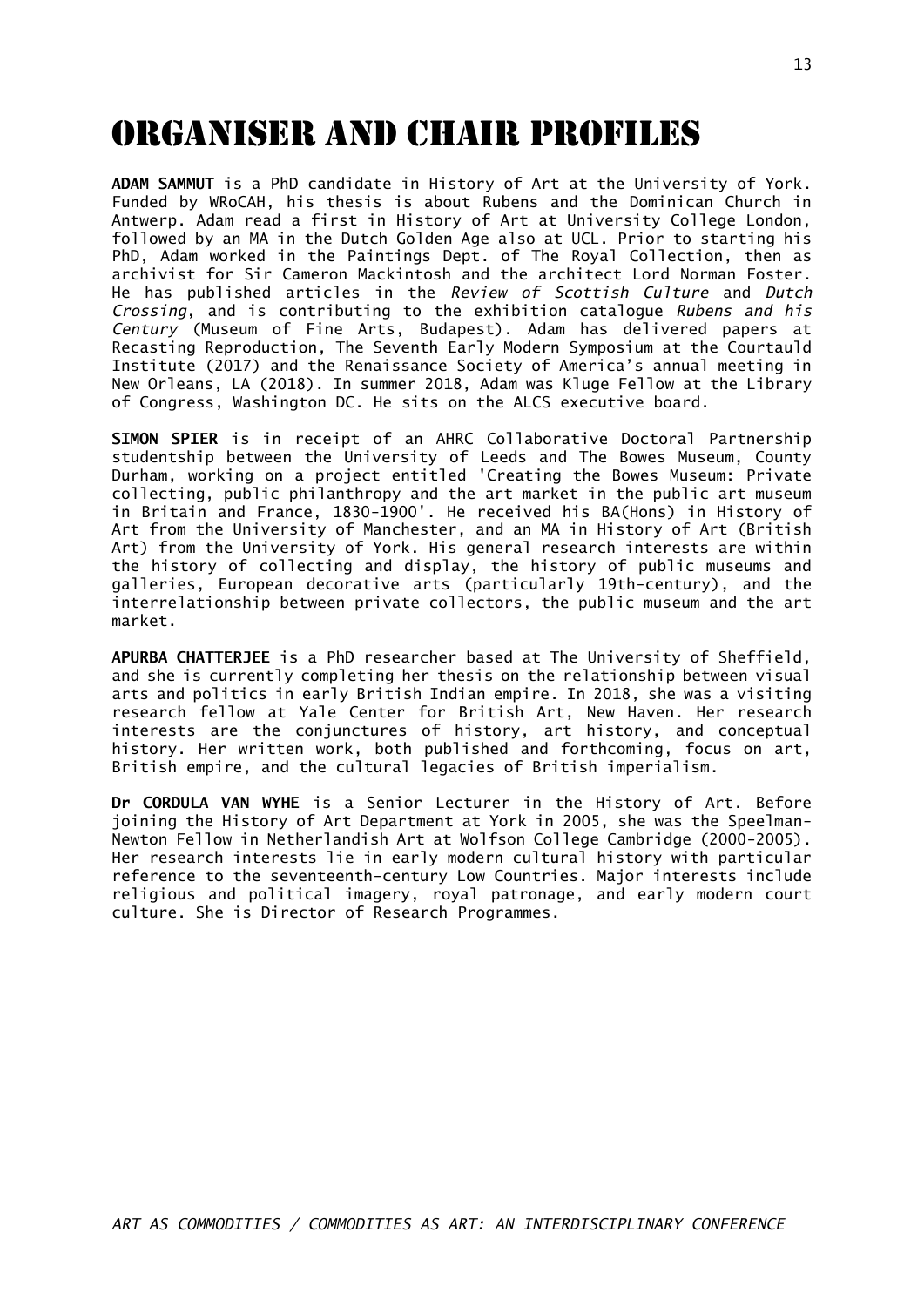# ORGANISER AND CHAIR PROFILES

**ADAM SAMMUT** is a PhD candidate in History of Art at the University of York. Funded by WRoCAH, his thesis is about Rubens and the Dominican Church in Antwerp. Adam read a first in History of Art at University College London, followed by an MA in the Dutch Golden Age also at UCL. Prior to starting his PhD, Adam worked in the Paintings Dept. of The Royal Collection, then as archivist for Sir Cameron Mackintosh and the architect Lord Norman Foster. He has published articles in the *Review of Scottish Culture* and *Dutch Crossing*, and is contributing to the exhibition catalogue *Rubens and his Century* (Museum of Fine Arts, Budapest). Adam has delivered papers at Recasting Reproduction, The Seventh Early Modern Symposium at the Courtauld Institute (2017) and the Renaissance Society of America's annual meeting in New Orleans, LA (2018). In summer 2018, Adam was Kluge Fellow at the Library of Congress, Washington DC. He sits on the ALCS executive board.

**SIMON SPIER** is in receipt of an AHRC Collaborative Doctoral Partnership studentship between the University of Leeds and The Bowes Museum, County Durham, working on a project entitled 'Creating the Bowes Museum: Private collecting, public philanthropy and the art market in the public art museum in Britain and France, 1830-1900'. He received his BA(Hons) in History of Art from the University of Manchester, and an MA in History of Art (British Art) from the University of York. His general research interests are within the history of collecting and display, the history of public museums and galleries, European decorative arts (particularly 19th-century), and the interrelationship between private collectors, the public museum and the art market.

**APURBA CHATTERJEE** is a PhD researcher based at The University of Sheffield, and she is currently completing her thesis on the relationship between visual arts and politics in early British Indian empire. In 2018, she was a visiting research fellow at Yale Center for British Art, New Haven. Her research interests are the conjunctures of history, art history, and conceptual history. Her written work, both published and forthcoming, focus on art, British empire, and the cultural legacies of British imperialism.

**Dr CORDULA VAN WYHE** is a Senior Lecturer in the History of Art. Before joining the History of Art Department at York in 2005, she was the Speelman-Newton Fellow in Netherlandish Art at Wolfson College Cambridge (2000-2005). Her research interests lie in early modern cultural history with particular reference to the seventeenth-century Low Countries. Major interests include religious and political imagery, royal patronage, and early modern court culture. She is Director of Research Programmes.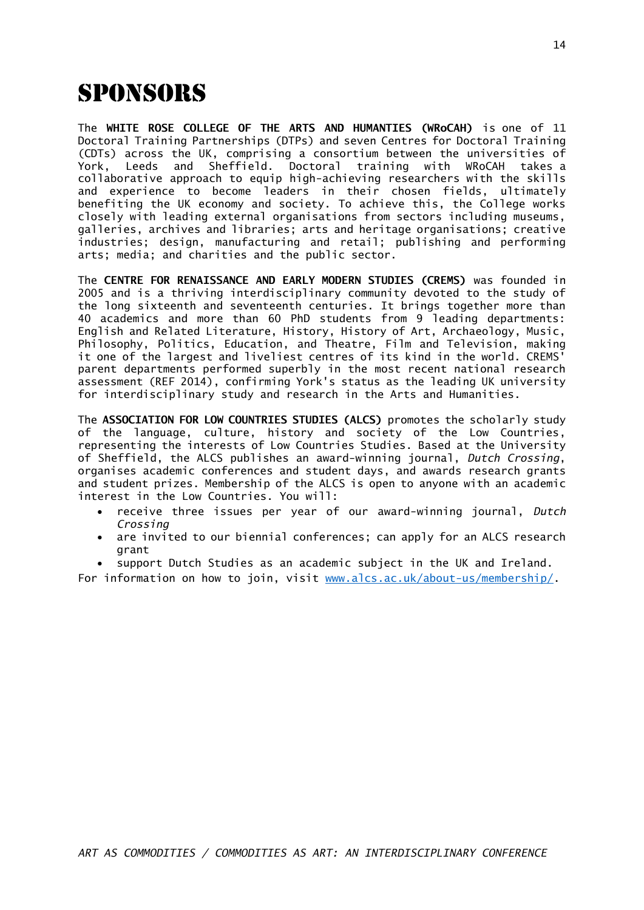# SPONSORS

The **WHITE ROSE COLLEGE OF THE ARTS AND HUMANITIES (WRoCAH)** is one of 11 Doctoral Training Partnerships (DTPs) and seven Centres for Doctoral Training (CDTs) across the UK, comprising a consortium between the universities of York, Leeds and Sheffield. Doctoral training with WRoCAH takes a collaborative approach to equip high-achieving researchers with the skills and experience to become leaders in their chosen fields, ultimately benefiting the UK economy and society. To achieve this, the College works closely with leading external organisations from sectors including museums, galleries, archives and libraries; arts and heritage organisations; creative industries; design, manufacturing and retail; publishing and performing arts; media; and charities and the public sector.

The **CENTRE FOR RENAISSANCE AND EARLY MODERN STUDIES (CREMS)** was founded in 2005 and is a thriving interdisciplinary community devoted to the study of the long sixteenth and seventeenth centuries. It brings together more than 40 academics and more than 60 PhD students from 9 leading departments: English and Related Literature, History, History of Art, Archaeology, Music, Philosophy, Politics, Education, and Theatre, Film and Television, making it one of the largest and liveliest centres of its kind in the world. CREMS' parent departments performed superbly in the most recent national research assessment (REF 2014), confirming York's status as the leading UK university for interdisciplinary study and research in the Arts and Humanities.

The **ASSOCIATION FOR LOW COUNTRIES STUDIES (ALCS)** promotes the scholarly study of the language, culture, history and society of the Low Countries, representing the interests of Low Countries Studies. Based at the University of Sheffield, the ALCS publishes an award-winning journal, *Dutch Crossing*, organises academic conferences and student days, and awards research grants and student prizes. Membership of the ALCS is open to anyone with an academic interest in the Low Countries. You will:

- receive three issues per year of our award-winning journal, *Dutch Crossing*
- are invited to our biennial conferences; can apply for an ALCS research grant
- support Dutch Studies as an academic subject in the UK and Ireland.

For information on how to join, visit [www.alcs.ac.uk/about-us/membership/](www.alcs.ac.uk/about-us/membership/).